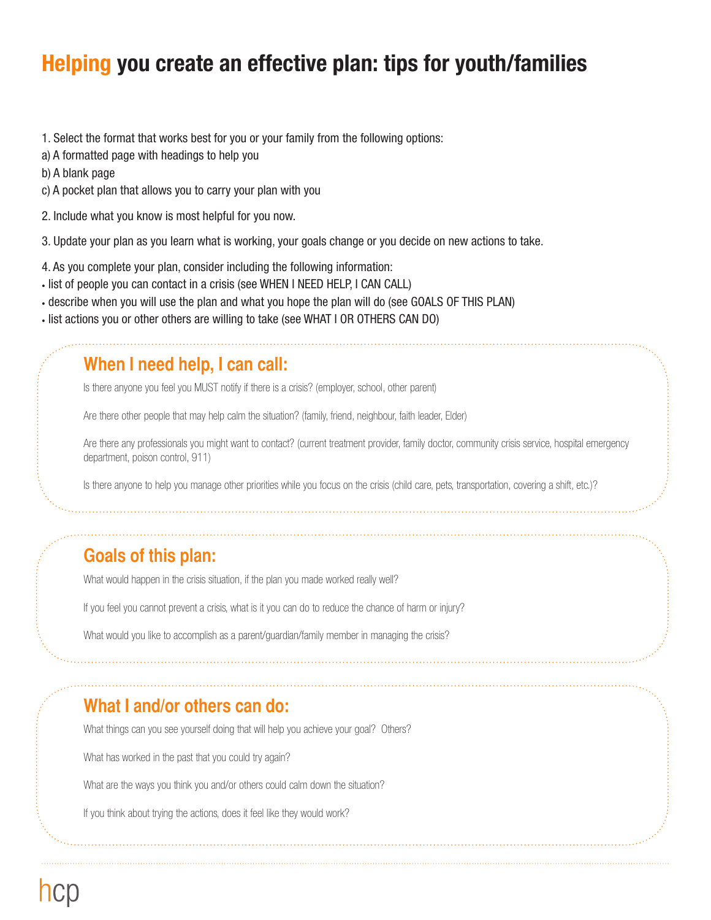# Helping you create an effective plan: tips for youth/families

1. Select the format that works best for you or your family from the following options:
a) A formatted page with headings to help you
b) A blank page
c) A pocket plan that allows you to carry your plan with you

2. Include what you know is most helpful for you now.

3. Update your plan as you learn what is working, your goals change or you decide on new actions to take.

4. As you complete your plan, consider including the following information:
- list of people you can contact in a crisis (see WHEN I NEED HELP, I CAN CALL)
- describe when you will use the plan and what you hope the plan will do (see GOALS OF THIS PLAN)
- list actions you or other others are willing to take (see WHAT I OR OTHERS CAN DO)

## When I need help, I can call:

Is there anyone you feel you MUST notify if there is a crisis? (employer, school, other parent)

Are there other people that may help calm the situation? (family, friend, neighbour, faith leader, Elder)

Are there any professionals you might want to contact? (current treatment provider, family doctor, community crisis service, hospital emergency department, poison control, 911)

Is there anyone to help you manage other priorities while you focus on the crisis (child care, pets, transportation, covering a shift, etc.)?

## Goals of this plan:

What would happen in the crisis situation, if the plan you made worked really well?

If you feel you cannot prevent a crisis, what is it you can do to reduce the chance of harm or injury?

What would you like to accomplish as a parent/guardian/family member in managing the crisis?

## What I and/or others can do:

What things can you see yourself doing that will help you achieve your goal? Others?

What has worked in the past that you could try again?

What are the ways you think you and/or others could calm down the situation?

If you think about trying the actions, does it feel like they would work?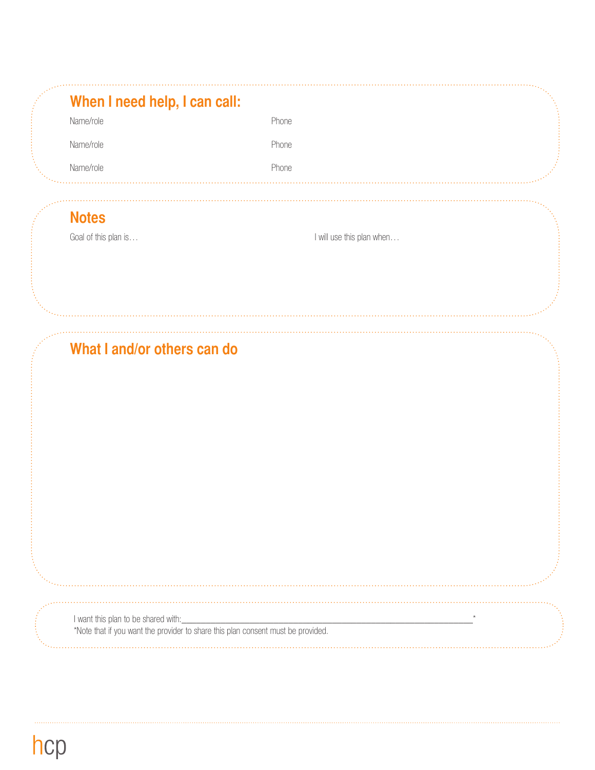## When I need help, I can call:

Name/role Phone

Name/role Phone

Name/role Phone

## Notes

Goal of this plan is…

I will use this plan when…

## What I and/or others can do

I want this plan to be shared with:_______________________________________________________________*

*Note that if you want the provider to share this plan consent must be provided.

hcp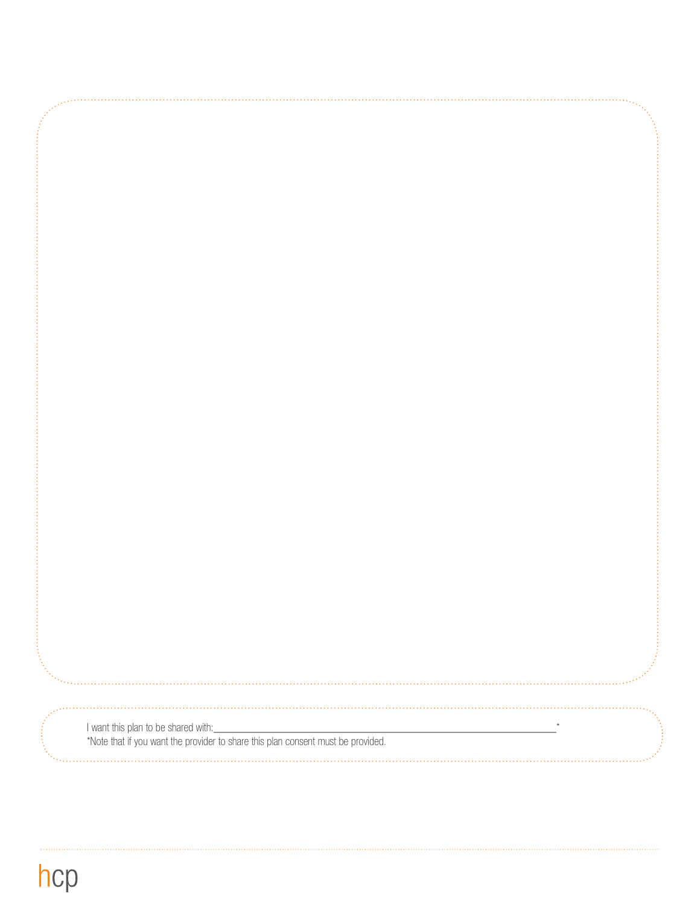I want this plan to be shared with:_______________________________________________________________*

*Note that if you want the provider to share this plan consent must be provided.

hcp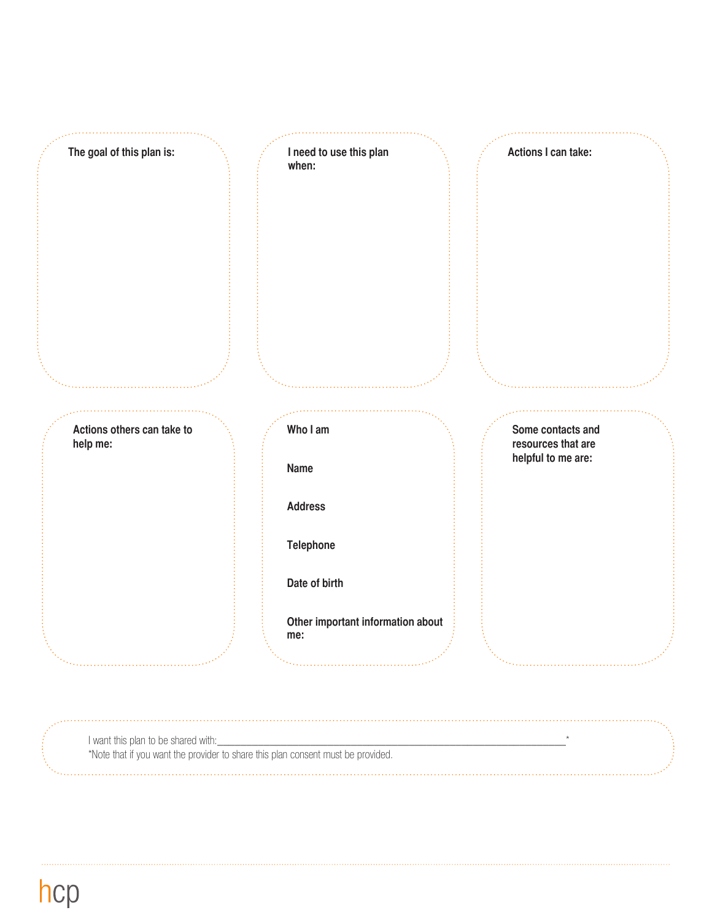**The goal of this plan is:**

**I need to use this plan when:**

**Actions I can take:**

**Actions others can take to help me:**

**Who I am**

**Name**

**Address**

**Telephone**

**Date of birth**

**Other important information about me:**

**Some contacts and resources that are helpful to me are:**

I want this plan to be shared with:\_\_\_\_\_\_\_\_\_\_\_\_\_\_\_\_\_\_\_\_\_\_\_\_\_\_\_\_\_\_\_\_\_\_\_\_\_\_\_\_\_\_\_\_\_\_\_\_\_\_\_\_\_\_\_\_\_\_\_\_\_\_\_\_*
*Note that if you want the provider to share this plan consent must be provided.

hcp